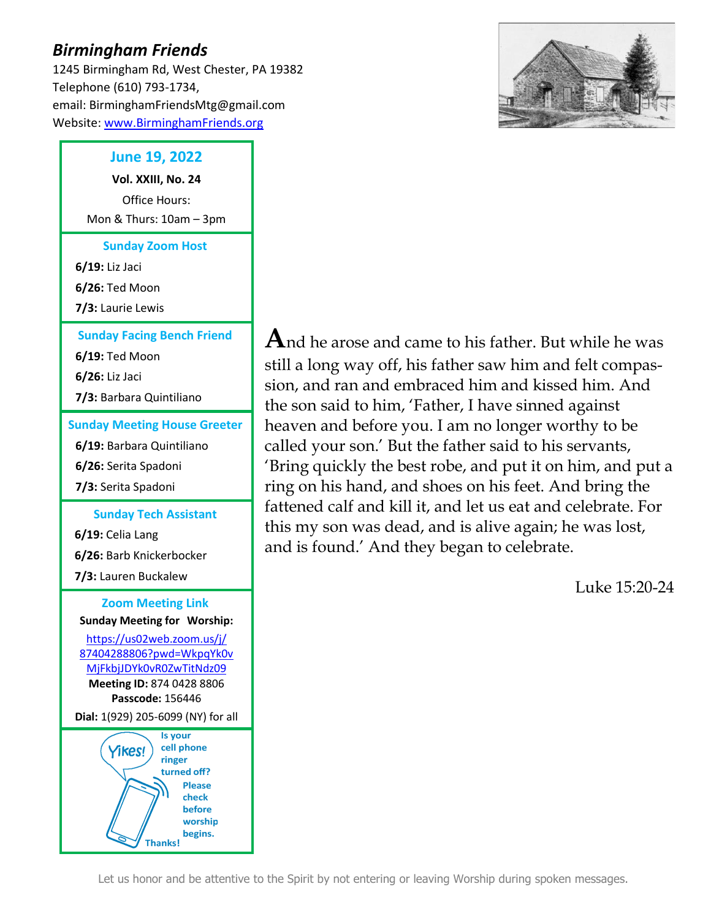# *Birmingham Friends*

1245 Birmingham Rd, West Chester, PA 19382
Telephone (610) 793-1734,
email: BirminghamFriendsMtg@gmail.com
Website: [www.BirminghamFriends.org](http://www.BirminghamFriends.org)

## June 19, 2022

**Vol. XXIII, No. 24**

Office Hours:
Mon & Thurs: 10am – 3pm

### Sunday Zoom Host

**6/19:** Liz Jaci
**6/26:** Ted Moon
**7/3:** Laurie Lewis

### Sunday Facing Bench Friend

**6/19:** Ted Moon
**6/26:** Liz Jaci
**7/3:** Barbara Quintiliano

### Sunday Meeting House Greeter

**6/19:** Barbara Quintiliano
**6/26:** Serita Spadoni
**7/3:** Serita Spadoni

### Sunday Tech Assistant

**6/19:** Celia Lang
**6/26:** Barb Knickerbocker
**7/3:** Lauren Buckalew

### Zoom Meeting Link

**Sunday Meeting for Worship:**
[https://us02web.zoom.us/j/87404288806?pwd=WkpqYk0vMjFkbjJDYk0vR0ZwTitNdz09](https://us02web.zoom.us/j/87404288806?pwd=WkpqYk0vMjFkbjJDYk0vR0ZwTitNdz09)
**Meeting ID:** 874 0428 8806
**Passcode:** 156446
**Dial:** 1(929) 205-6099 (NY) for all

Yikes! Is your cell phone ringer turned off? Please check before worship begins. Thanks!

---

And he arose and came to his father. But while he was still a long way off, his father saw him and felt compassion, and ran and embraced him and kissed him. And the son said to him, 'Father, I have sinned against heaven and before you. I am no longer worthy to be called your son.' But the father said to his servants, 'Bring quickly the best robe, and put it on him, and put a ring on his hand, and shoes on his feet. And bring the fattened calf and kill it, and let us eat and celebrate. For this my son was dead, and is alive again; he was lost, and is found.' And they began to celebrate.

Luke 15:20-24

Let us honor and be attentive to the Spirit by not entering or leaving Worship during spoken messages.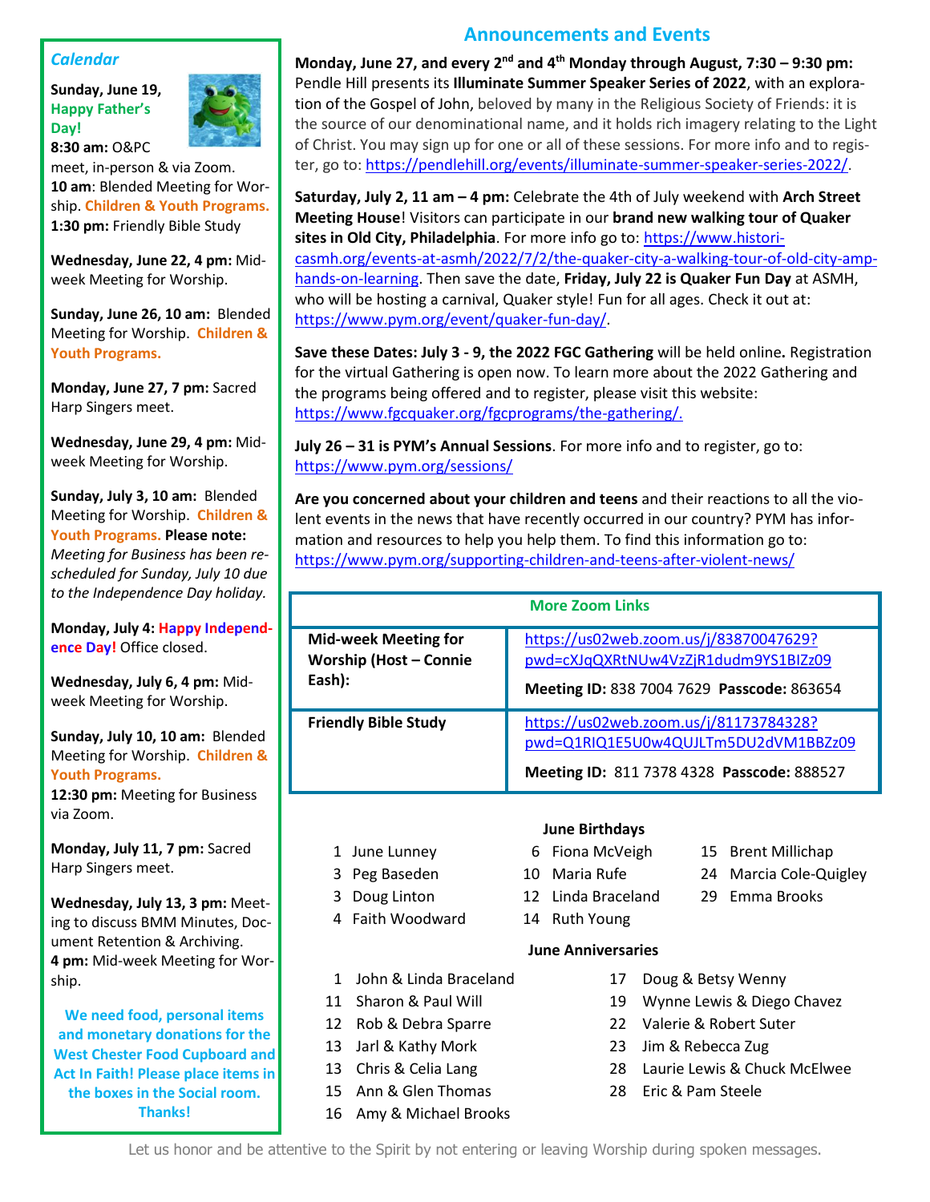## *Calendar*

**Sunday, June 19, Happy Father's Day!**
**8:30 am:** O&PC meet, in-person & via Zoom.
**10 am**: Blended Meeting for Worship. **Children & Youth Programs.**
**1:30 pm:** Friendly Bible Study

**Wednesday, June 22, 4 pm:** Mid-week Meeting for Worship.

**Sunday, June 26, 10 am:** Blended Meeting for Worship. **Children & Youth Programs.**

**Monday, June 27, 7 pm:** Sacred Harp Singers meet.

**Wednesday, June 29, 4 pm:** Mid-week Meeting for Worship.

**Sunday, July 3, 10 am:** Blended Meeting for Worship. **Children & Youth Programs. Please note:** *Meeting for Business has been rescheduled for Sunday, July 10 due to the Independence Day holiday.*

**Monday, July 4: Happy Independence Day!** Office closed.

**Wednesday, July 6, 4 pm:** Mid-week Meeting for Worship.

**Sunday, July 10, 10 am:** Blended Meeting for Worship. **Children & Youth Programs.**
**12:30 pm:** Meeting for Business via Zoom.

**Monday, July 11, 7 pm:** Sacred Harp Singers meet.

**Wednesday, July 13, 3 pm:** Meeting to discuss BMM Minutes, Document Retention & Archiving.
**4 pm:** Mid-week Meeting for Worship.

**We need food, personal items and monetary donations for the West Chester Food Cupboard and Act In Faith! Please place items in the boxes in the Social room. Thanks!**

## Announcements and Events

**Monday, June 27, and every 2nd and 4th Monday through August, 7:30 – 9:30 pm:** Pendle Hill presents its **Illuminate Summer Speaker Series of 2022**, with an exploration of the Gospel of John, beloved by many in the Religious Society of Friends: it is the source of our denominational name, and it holds rich imagery relating to the Light of Christ. You may sign up for one or all of these sessions. For more info and to register, go to: https://pendlehill.org/events/illuminate-summer-speaker-series-2022/.

**Saturday, July 2, 11 am – 4 pm:** Celebrate the 4th of July weekend with **Arch Street Meeting House**! Visitors can participate in our **brand new walking tour of Quaker sites in Old City, Philadelphia**. For more info go to: https://www.historicasmh.org/events-at-asmh/2022/7/2/the-quaker-city-a-walking-tour-of-old-city-amp-hands-on-learning. Then save the date, **Friday, July 22 is Quaker Fun Day** at ASMH, who will be hosting a carnival, Quaker style! Fun for all ages. Check it out at: https://www.pym.org/event/quaker-fun-day/.

**Save these Dates: July 3 - 9, the 2022 FGC Gathering** will be held online**.** Registration for the virtual Gathering is open now. To learn more about the 2022 Gathering and the programs being offered and to register, please visit this website: https://www.fgcquaker.org/fgcprograms/the-gathering/.

**July 26 – 31 is PYM's Annual Sessions**. For more info and to register, go to: https://www.pym.org/sessions/

**Are you concerned about your children and teens** and their reactions to all the violent events in the news that have recently occurred in our country? PYM has information and resources to help you help them. To find this information go to: https://www.pym.org/supporting-children-and-teens-after-violent-news/

| More Zoom Links | |
|---|---|
| **Mid-week Meeting for Worship (Host – Connie Eash):** | https://us02web.zoom.us/j/83870047629?pwd=cXJqQXRtNUw4VzZjR1dudm9YS1BIZz09 **Meeting ID:** 838 7004 7629 **Passcode:** 863654 |
| **Friendly Bible Study** | https://us02web.zoom.us/j/81173784328?pwd=Q1RIQ1E5U0w4QUJLTm5DU2dVM1BBZz09 **Meeting ID:** 811 7378 4328 **Passcode:** 888527 |

### June Birthdays

1 June Lunney
3 Peg Baseden
3 Doug Linton
4 Faith Woodward
6 Fiona McVeigh
10 Maria Rufe
12 Linda Braceland
14 Ruth Young
15 Brent Millichap
24 Marcia Cole-Quigley
29 Emma Brooks

### June Anniversaries

1 John & Linda Braceland
11 Sharon & Paul Will
12 Rob & Debra Sparre
13 Jarl & Kathy Mork
13 Chris & Celia Lang
15 Ann & Glen Thomas
16 Amy & Michael Brooks
17 Doug & Betsy Wenny
19 Wynne Lewis & Diego Chavez
22 Valerie & Robert Suter
23 Jim & Rebecca Zug
28 Laurie Lewis & Chuck McElwee
28 Eric & Pam Steele

Let us honor and be attentive to the Spirit by not entering or leaving Worship during spoken messages.